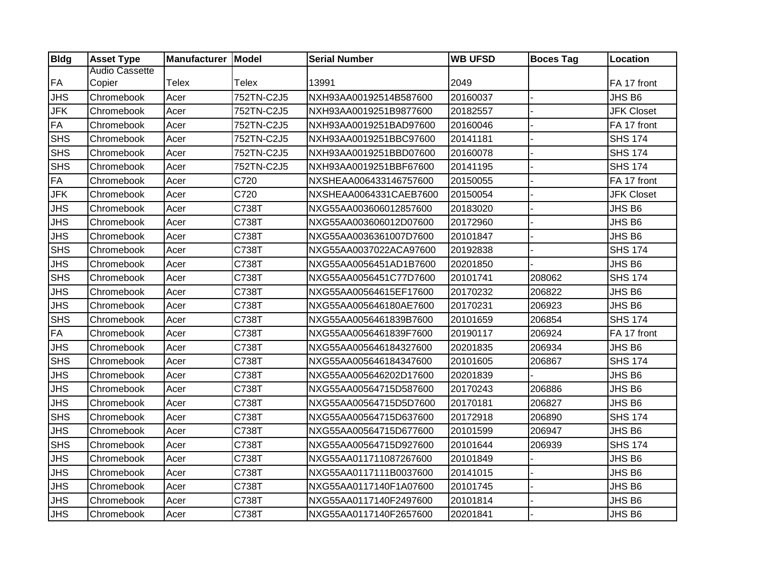| Bldg | Asset Type | Manufacturer | Model | Serial Number | WB UFSD | Boces Tag | Location |
|---|---|---|---|---|---|---|---|
| FA | Audio Cassette Copier | Telex | Telex | 13991 | 2049 | | FA 17 front |
| JHS | Chromebook | Acer | 752TN-C2J5 | NXH93AA00192514B587600 | 20160037 | - | JHS B6 |
| JFK | Chromebook | Acer | 752TN-C2J5 | NXH93AA0019251B9877600 | 20182557 | - | JFK Closet |
| FA | Chromebook | Acer | 752TN-C2J5 | NXH93AA0019251BAD97600 | 20160046 | - | FA 17 front |
| SHS | Chromebook | Acer | 752TN-C2J5 | NXH93AA0019251BBC97600 | 20141181 | - | SHS 174 |
| SHS | Chromebook | Acer | 752TN-C2J5 | NXH93AA0019251BBD07600 | 20160078 | - | SHS 174 |
| SHS | Chromebook | Acer | 752TN-C2J5 | NXH93AA0019251BBF67600 | 20141195 | - | SHS 174 |
| FA | Chromebook | Acer | C720 | NXSHEAA006433146757600 | 20150055 | - | FA 17 front |
| JFK | Chromebook | Acer | C720 | NXSHEAA0064331CAEB7600 | 20150054 | - | JFK Closet |
| JHS | Chromebook | Acer | C738T | NXG55AA003606012857600 | 20183020 | - | JHS B6 |
| JHS | Chromebook | Acer | C738T | NXG55AA003606012D07600 | 20172960 | - | JHS B6 |
| JHS | Chromebook | Acer | C738T | NXG55AA0036361007D7600 | 20101847 | - | JHS B6 |
| SHS | Chromebook | Acer | C738T | NXG55AA0037022ACA97600 | 20192838 | - | SHS 174 |
| JHS | Chromebook | Acer | C738T | NXG55AA0056451AD1B7600 | 20201850 | - | JHS B6 |
| SHS | Chromebook | Acer | C738T | NXG55AA0056451C77D7600 | 20101741 | 208062 | SHS 174 |
| JHS | Chromebook | Acer | C738T | NXG55AA00564615EF17600 | 20170232 | 206822 | JHS B6 |
| JHS | Chromebook | Acer | C738T | NXG55AA005646180AE7600 | 20170231 | 206923 | JHS B6 |
| SHS | Chromebook | Acer | C738T | NXG55AA0056461839B7600 | 20101659 | 206854 | SHS 174 |
| FA | Chromebook | Acer | C738T | NXG55AA0056461839F7600 | 20190117 | 206924 | FA 17 front |
| JHS | Chromebook | Acer | C738T | NXG55AA005646184327600 | 20201835 | 206934 | JHS B6 |
| SHS | Chromebook | Acer | C738T | NXG55AA005646184347600 | 20101605 | 206867 | SHS 174 |
| JHS | Chromebook | Acer | C738T | NXG55AA005646202D17600 | 20201839 | - | JHS B6 |
| JHS | Chromebook | Acer | C738T | NXG55AA00564715D587600 | 20170243 | 206886 | JHS B6 |
| JHS | Chromebook | Acer | C738T | NXG55AA00564715D5D7600 | 20170181 | 206827 | JHS B6 |
| SHS | Chromebook | Acer | C738T | NXG55AA00564715D637600 | 20172918 | 206890 | SHS 174 |
| JHS | Chromebook | Acer | C738T | NXG55AA00564715D677600 | 20101599 | 206947 | JHS B6 |
| SHS | Chromebook | Acer | C738T | NXG55AA00564715D927600 | 20101644 | 206939 | SHS 174 |
| JHS | Chromebook | Acer | C738T | NXG55AA011711087267600 | 20101849 | - | JHS B6 |
| JHS | Chromebook | Acer | C738T | NXG55AA0117111B0037600 | 20141015 | - | JHS B6 |
| JHS | Chromebook | Acer | C738T | NXG55AA0117140F1A07600 | 20101745 | - | JHS B6 |
| JHS | Chromebook | Acer | C738T | NXG55AA0117140F2497600 | 20101814 | - | JHS B6 |
| JHS | Chromebook | Acer | C738T | NXG55AA0117140F2657600 | 20201841 | - | JHS B6 |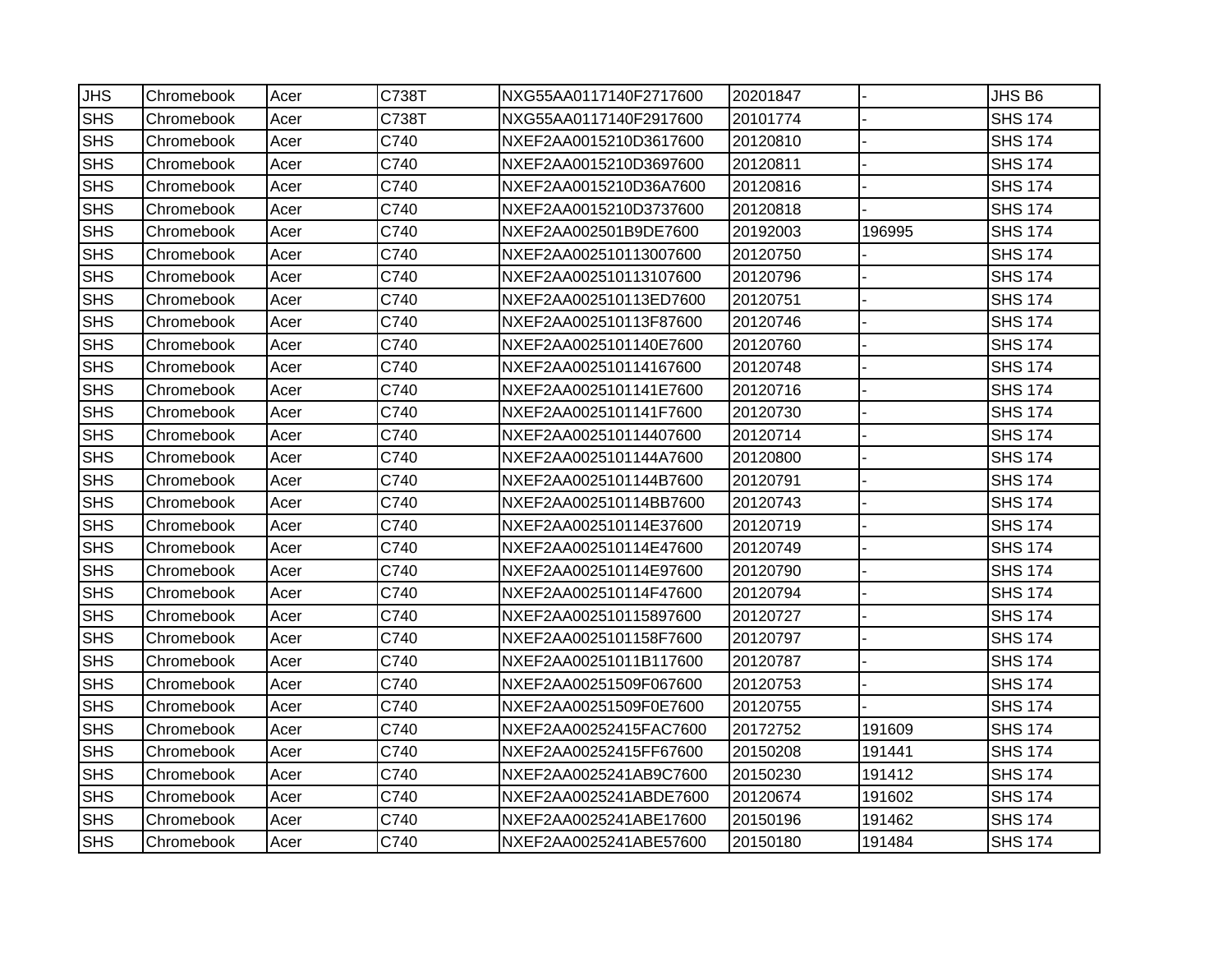| | | | | | | | |
|---|---|---|---|---|---|---|---|
| JHS | Chromebook | Acer | C738T | NXG55AA0117140F2717600 | 20201847 | - | JHS B6 |
| SHS | Chromebook | Acer | C738T | NXG55AA0117140F2917600 | 20101774 | - | SHS 174 |
| SHS | Chromebook | Acer | C740 | NXEF2AA0015210D3617600 | 20120810 | - | SHS 174 |
| SHS | Chromebook | Acer | C740 | NXEF2AA0015210D3697600 | 20120811 | - | SHS 174 |
| SHS | Chromebook | Acer | C740 | NXEF2AA0015210D36A7600 | 20120816 | - | SHS 174 |
| SHS | Chromebook | Acer | C740 | NXEF2AA0015210D3737600 | 20120818 | - | SHS 174 |
| SHS | Chromebook | Acer | C740 | NXEF2AA002501B9DE7600 | 20192003 | 196995 | SHS 174 |
| SHS | Chromebook | Acer | C740 | NXEF2AA002510113007600 | 20120750 | - | SHS 174 |
| SHS | Chromebook | Acer | C740 | NXEF2AA002510113107600 | 20120796 | - | SHS 174 |
| SHS | Chromebook | Acer | C740 | NXEF2AA002510113ED7600 | 20120751 | - | SHS 174 |
| SHS | Chromebook | Acer | C740 | NXEF2AA002510113F87600 | 20120746 | - | SHS 174 |
| SHS | Chromebook | Acer | C740 | NXEF2AA0025101140E7600 | 20120760 | - | SHS 174 |
| SHS | Chromebook | Acer | C740 | NXEF2AA002510114167600 | 20120748 | - | SHS 174 |
| SHS | Chromebook | Acer | C740 | NXEF2AA0025101141E7600 | 20120716 | - | SHS 174 |
| SHS | Chromebook | Acer | C740 | NXEF2AA0025101141F7600 | 20120730 | - | SHS 174 |
| SHS | Chromebook | Acer | C740 | NXEF2AA002510114407600 | 20120714 | - | SHS 174 |
| SHS | Chromebook | Acer | C740 | NXEF2AA0025101144A7600 | 20120800 | - | SHS 174 |
| SHS | Chromebook | Acer | C740 | NXEF2AA0025101144B7600 | 20120791 | - | SHS 174 |
| SHS | Chromebook | Acer | C740 | NXEF2AA002510114BB7600 | 20120743 | - | SHS 174 |
| SHS | Chromebook | Acer | C740 | NXEF2AA002510114E37600 | 20120719 | - | SHS 174 |
| SHS | Chromebook | Acer | C740 | NXEF2AA002510114E47600 | 20120749 | - | SHS 174 |
| SHS | Chromebook | Acer | C740 | NXEF2AA002510114E97600 | 20120790 | - | SHS 174 |
| SHS | Chromebook | Acer | C740 | NXEF2AA002510114F47600 | 20120794 | - | SHS 174 |
| SHS | Chromebook | Acer | C740 | NXEF2AA002510115897600 | 20120727 | - | SHS 174 |
| SHS | Chromebook | Acer | C740 | NXEF2AA0025101158F7600 | 20120797 | - | SHS 174 |
| SHS | Chromebook | Acer | C740 | NXEF2AA00251011B117600 | 20120787 | - | SHS 174 |
| SHS | Chromebook | Acer | C740 | NXEF2AA00251509F067600 | 20120753 | - | SHS 174 |
| SHS | Chromebook | Acer | C740 | NXEF2AA00251509F0E7600 | 20120755 | - | SHS 174 |
| SHS | Chromebook | Acer | C740 | NXEF2AA00252415FAC7600 | 20172752 | 191609 | SHS 174 |
| SHS | Chromebook | Acer | C740 | NXEF2AA00252415FF67600 | 20150208 | 191441 | SHS 174 |
| SHS | Chromebook | Acer | C740 | NXEF2AA0025241AB9C7600 | 20150230 | 191412 | SHS 174 |
| SHS | Chromebook | Acer | C740 | NXEF2AA0025241ABDE7600 | 20120674 | 191602 | SHS 174 |
| SHS | Chromebook | Acer | C740 | NXEF2AA0025241ABE17600 | 20150196 | 191462 | SHS 174 |
| SHS | Chromebook | Acer | C740 | NXEF2AA0025241ABE57600 | 20150180 | 191484 | SHS 174 |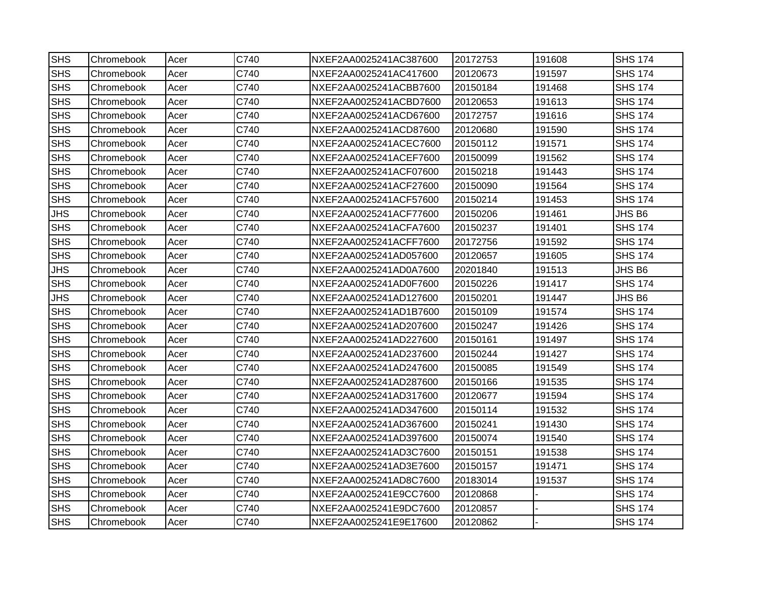| | | | | | | | |
|---|---|---|---|---|---|---|---|
| SHS | Chromebook | Acer | C740 | NXEF2AA0025241AC387600 | 20172753 | 191608 | SHS 174 |
| SHS | Chromebook | Acer | C740 | NXEF2AA0025241AC417600 | 20120673 | 191597 | SHS 174 |
| SHS | Chromebook | Acer | C740 | NXEF2AA0025241ACBB7600 | 20150184 | 191468 | SHS 174 |
| SHS | Chromebook | Acer | C740 | NXEF2AA0025241ACBD7600 | 20120653 | 191613 | SHS 174 |
| SHS | Chromebook | Acer | C740 | NXEF2AA0025241ACD67600 | 20172757 | 191616 | SHS 174 |
| SHS | Chromebook | Acer | C740 | NXEF2AA0025241ACD87600 | 20120680 | 191590 | SHS 174 |
| SHS | Chromebook | Acer | C740 | NXEF2AA0025241ACEC7600 | 20150112 | 191571 | SHS 174 |
| SHS | Chromebook | Acer | C740 | NXEF2AA0025241ACEF7600 | 20150099 | 191562 | SHS 174 |
| SHS | Chromebook | Acer | C740 | NXEF2AA0025241ACF07600 | 20150218 | 191443 | SHS 174 |
| SHS | Chromebook | Acer | C740 | NXEF2AA0025241ACF27600 | 20150090 | 191564 | SHS 174 |
| SHS | Chromebook | Acer | C740 | NXEF2AA0025241ACF57600 | 20150214 | 191453 | SHS 174 |
| JHS | Chromebook | Acer | C740 | NXEF2AA0025241ACF77600 | 20150206 | 191461 | JHS B6 |
| SHS | Chromebook | Acer | C740 | NXEF2AA0025241ACFA7600 | 20150237 | 191401 | SHS 174 |
| SHS | Chromebook | Acer | C740 | NXEF2AA0025241ACFF7600 | 20172756 | 191592 | SHS 174 |
| SHS | Chromebook | Acer | C740 | NXEF2AA0025241AD057600 | 20120657 | 191605 | SHS 174 |
| JHS | Chromebook | Acer | C740 | NXEF2AA0025241AD0A7600 | 20201840 | 191513 | JHS B6 |
| SHS | Chromebook | Acer | C740 | NXEF2AA0025241AD0F7600 | 20150226 | 191417 | SHS 174 |
| JHS | Chromebook | Acer | C740 | NXEF2AA0025241AD127600 | 20150201 | 191447 | JHS B6 |
| SHS | Chromebook | Acer | C740 | NXEF2AA0025241AD1B7600 | 20150109 | 191574 | SHS 174 |
| SHS | Chromebook | Acer | C740 | NXEF2AA0025241AD207600 | 20150247 | 191426 | SHS 174 |
| SHS | Chromebook | Acer | C740 | NXEF2AA0025241AD227600 | 20150161 | 191497 | SHS 174 |
| SHS | Chromebook | Acer | C740 | NXEF2AA0025241AD237600 | 20150244 | 191427 | SHS 174 |
| SHS | Chromebook | Acer | C740 | NXEF2AA0025241AD247600 | 20150085 | 191549 | SHS 174 |
| SHS | Chromebook | Acer | C740 | NXEF2AA0025241AD287600 | 20150166 | 191535 | SHS 174 |
| SHS | Chromebook | Acer | C740 | NXEF2AA0025241AD317600 | 20120677 | 191594 | SHS 174 |
| SHS | Chromebook | Acer | C740 | NXEF2AA0025241AD347600 | 20150114 | 191532 | SHS 174 |
| SHS | Chromebook | Acer | C740 | NXEF2AA0025241AD367600 | 20150241 | 191430 | SHS 174 |
| SHS | Chromebook | Acer | C740 | NXEF2AA0025241AD397600 | 20150074 | 191540 | SHS 174 |
| SHS | Chromebook | Acer | C740 | NXEF2AA0025241AD3C7600 | 20150151 | 191538 | SHS 174 |
| SHS | Chromebook | Acer | C740 | NXEF2AA0025241AD3E7600 | 20150157 | 191471 | SHS 174 |
| SHS | Chromebook | Acer | C740 | NXEF2AA0025241AD8C7600 | 20183014 | 191537 | SHS 174 |
| SHS | Chromebook | Acer | C740 | NXEF2AA0025241E9CC7600 | 20120868 | - | SHS 174 |
| SHS | Chromebook | Acer | C740 | NXEF2AA0025241E9DC7600 | 20120857 | - | SHS 174 |
| SHS | Chromebook | Acer | C740 | NXEF2AA0025241E9E17600 | 20120862 | - | SHS 174 |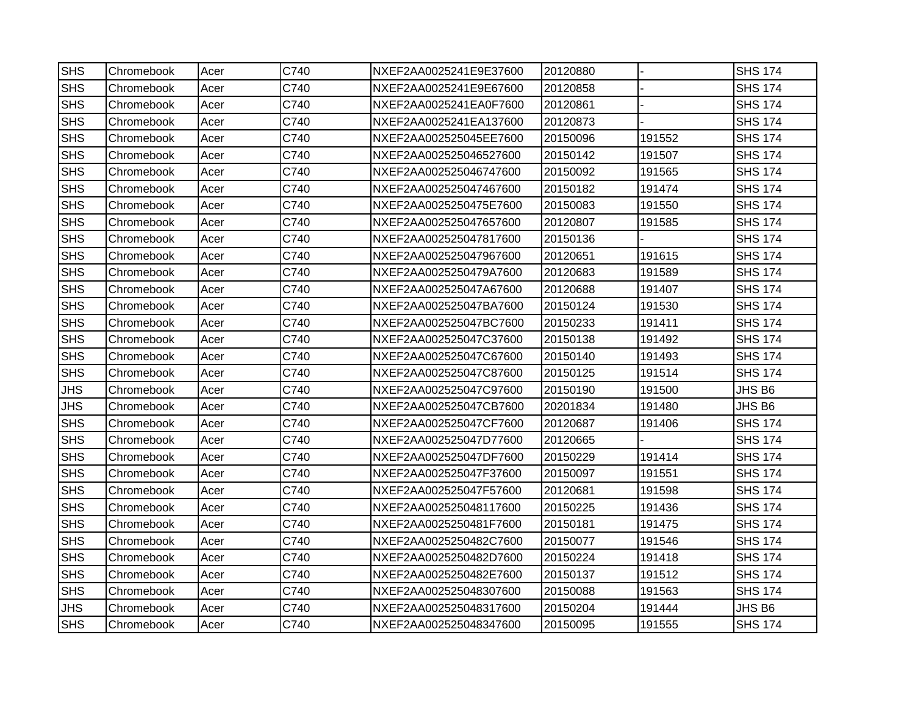| SHS | Chromebook | Acer | C740 | NXEF2AA0025241E9E37600 | 20120880 | - | SHS 174 |
|---|---|---|---|---|---|---|---|
| SHS | Chromebook | Acer | C740 | NXEF2AA0025241E9E67600 | 20120858 | - | SHS 174 |
| SHS | Chromebook | Acer | C740 | NXEF2AA0025241EA0F7600 | 20120861 | - | SHS 174 |
| SHS | Chromebook | Acer | C740 | NXEF2AA0025241EA137600 | 20120873 | - | SHS 174 |
| SHS | Chromebook | Acer | C740 | NXEF2AA002525045EE7600 | 20150096 | 191552 | SHS 174 |
| SHS | Chromebook | Acer | C740 | NXEF2AA002525046527600 | 20150142 | 191507 | SHS 174 |
| SHS | Chromebook | Acer | C740 | NXEF2AA002525046747600 | 20150092 | 191565 | SHS 174 |
| SHS | Chromebook | Acer | C740 | NXEF2AA002525047467600 | 20150182 | 191474 | SHS 174 |
| SHS | Chromebook | Acer | C740 | NXEF2AA0025250475E7600 | 20150083 | 191550 | SHS 174 |
| SHS | Chromebook | Acer | C740 | NXEF2AA002525047657600 | 20120807 | 191585 | SHS 174 |
| SHS | Chromebook | Acer | C740 | NXEF2AA002525047817600 | 20150136 | - | SHS 174 |
| SHS | Chromebook | Acer | C740 | NXEF2AA002525047967600 | 20120651 | 191615 | SHS 174 |
| SHS | Chromebook | Acer | C740 | NXEF2AA0025250479A7600 | 20120683 | 191589 | SHS 174 |
| SHS | Chromebook | Acer | C740 | NXEF2AA002525047A67600 | 20120688 | 191407 | SHS 174 |
| SHS | Chromebook | Acer | C740 | NXEF2AA002525047BA7600 | 20150124 | 191530 | SHS 174 |
| SHS | Chromebook | Acer | C740 | NXEF2AA002525047BC7600 | 20150233 | 191411 | SHS 174 |
| SHS | Chromebook | Acer | C740 | NXEF2AA002525047C37600 | 20150138 | 191492 | SHS 174 |
| SHS | Chromebook | Acer | C740 | NXEF2AA002525047C67600 | 20150140 | 191493 | SHS 174 |
| SHS | Chromebook | Acer | C740 | NXEF2AA002525047C87600 | 20150125 | 191514 | SHS 174 |
| JHS | Chromebook | Acer | C740 | NXEF2AA002525047C97600 | 20150190 | 191500 | JHS B6 |
| JHS | Chromebook | Acer | C740 | NXEF2AA002525047CB7600 | 20201834 | 191480 | JHS B6 |
| SHS | Chromebook | Acer | C740 | NXEF2AA002525047CF7600 | 20120687 | 191406 | SHS 174 |
| SHS | Chromebook | Acer | C740 | NXEF2AA002525047D77600 | 20120665 | - | SHS 174 |
| SHS | Chromebook | Acer | C740 | NXEF2AA002525047DF7600 | 20150229 | 191414 | SHS 174 |
| SHS | Chromebook | Acer | C740 | NXEF2AA002525047F37600 | 20150097 | 191551 | SHS 174 |
| SHS | Chromebook | Acer | C740 | NXEF2AA002525047F57600 | 20120681 | 191598 | SHS 174 |
| SHS | Chromebook | Acer | C740 | NXEF2AA002525048117600 | 20150225 | 191436 | SHS 174 |
| SHS | Chromebook | Acer | C740 | NXEF2AA0025250481F7600 | 20150181 | 191475 | SHS 174 |
| SHS | Chromebook | Acer | C740 | NXEF2AA0025250482C7600 | 20150077 | 191546 | SHS 174 |
| SHS | Chromebook | Acer | C740 | NXEF2AA0025250482D7600 | 20150224 | 191418 | SHS 174 |
| SHS | Chromebook | Acer | C740 | NXEF2AA0025250482E7600 | 20150137 | 191512 | SHS 174 |
| SHS | Chromebook | Acer | C740 | NXEF2AA002525048307600 | 20150088 | 191563 | SHS 174 |
| JHS | Chromebook | Acer | C740 | NXEF2AA002525048317600 | 20150204 | 191444 | JHS B6 |
| SHS | Chromebook | Acer | C740 | NXEF2AA002525048347600 | 20150095 | 191555 | SHS 174 |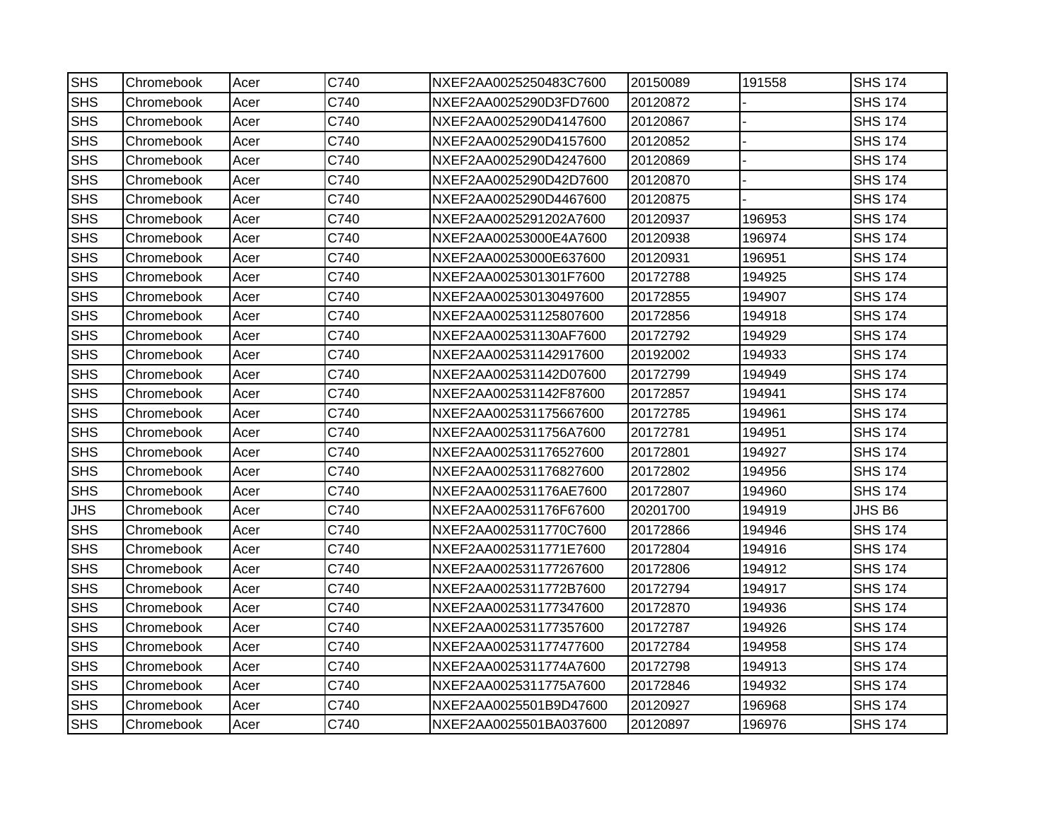| SHS | Chromebook | Acer | C740 | NXEF2AA0025250483C7600 | 20150089 | 191558 | SHS 174 |
|---|---|---|---|---|---|---|---|
| SHS | Chromebook | Acer | C740 | NXEF2AA0025290D3FD7600 | 20120872 | - | SHS 174 |
| SHS | Chromebook | Acer | C740 | NXEF2AA0025290D4147600 | 20120867 | - | SHS 174 |
| SHS | Chromebook | Acer | C740 | NXEF2AA0025290D4157600 | 20120852 | - | SHS 174 |
| SHS | Chromebook | Acer | C740 | NXEF2AA0025290D4247600 | 20120869 | - | SHS 174 |
| SHS | Chromebook | Acer | C740 | NXEF2AA0025290D42D7600 | 20120870 | - | SHS 174 |
| SHS | Chromebook | Acer | C740 | NXEF2AA0025290D4467600 | 20120875 | - | SHS 174 |
| SHS | Chromebook | Acer | C740 | NXEF2AA0025291202A7600 | 20120937 | 196953 | SHS 174 |
| SHS | Chromebook | Acer | C740 | NXEF2AA00253000E4A7600 | 20120938 | 196974 | SHS 174 |
| SHS | Chromebook | Acer | C740 | NXEF2AA00253000E637600 | 20120931 | 196951 | SHS 174 |
| SHS | Chromebook | Acer | C740 | NXEF2AA0025301301F7600 | 20172788 | 194925 | SHS 174 |
| SHS | Chromebook | Acer | C740 | NXEF2AA002530130497600 | 20172855 | 194907 | SHS 174 |
| SHS | Chromebook | Acer | C740 | NXEF2AA002531125807600 | 20172856 | 194918 | SHS 174 |
| SHS | Chromebook | Acer | C740 | NXEF2AA002531130AF7600 | 20172792 | 194929 | SHS 174 |
| SHS | Chromebook | Acer | C740 | NXEF2AA002531142917600 | 20192002 | 194933 | SHS 174 |
| SHS | Chromebook | Acer | C740 | NXEF2AA002531142D07600 | 20172799 | 194949 | SHS 174 |
| SHS | Chromebook | Acer | C740 | NXEF2AA002531142F87600 | 20172857 | 194941 | SHS 174 |
| SHS | Chromebook | Acer | C740 | NXEF2AA002531175667600 | 20172785 | 194961 | SHS 174 |
| SHS | Chromebook | Acer | C740 | NXEF2AA0025311756A7600 | 20172781 | 194951 | SHS 174 |
| SHS | Chromebook | Acer | C740 | NXEF2AA002531176527600 | 20172801 | 194927 | SHS 174 |
| SHS | Chromebook | Acer | C740 | NXEF2AA002531176827600 | 20172802 | 194956 | SHS 174 |
| SHS | Chromebook | Acer | C740 | NXEF2AA002531176AE7600 | 20172807 | 194960 | SHS 174 |
| JHS | Chromebook | Acer | C740 | NXEF2AA002531176F67600 | 20201700 | 194919 | JHS B6 |
| SHS | Chromebook | Acer | C740 | NXEF2AA0025311770C7600 | 20172866 | 194946 | SHS 174 |
| SHS | Chromebook | Acer | C740 | NXEF2AA0025311771E7600 | 20172804 | 194916 | SHS 174 |
| SHS | Chromebook | Acer | C740 | NXEF2AA002531177267600 | 20172806 | 194912 | SHS 174 |
| SHS | Chromebook | Acer | C740 | NXEF2AA0025311772B7600 | 20172794 | 194917 | SHS 174 |
| SHS | Chromebook | Acer | C740 | NXEF2AA002531177347600 | 20172870 | 194936 | SHS 174 |
| SHS | Chromebook | Acer | C740 | NXEF2AA002531177357600 | 20172787 | 194926 | SHS 174 |
| SHS | Chromebook | Acer | C740 | NXEF2AA002531177477600 | 20172784 | 194958 | SHS 174 |
| SHS | Chromebook | Acer | C740 | NXEF2AA0025311774A7600 | 20172798 | 194913 | SHS 174 |
| SHS | Chromebook | Acer | C740 | NXEF2AA0025311775A7600 | 20172846 | 194932 | SHS 174 |
| SHS | Chromebook | Acer | C740 | NXEF2AA0025501B9D47600 | 20120927 | 196968 | SHS 174 |
| SHS | Chromebook | Acer | C740 | NXEF2AA0025501BA037600 | 20120897 | 196976 | SHS 174 |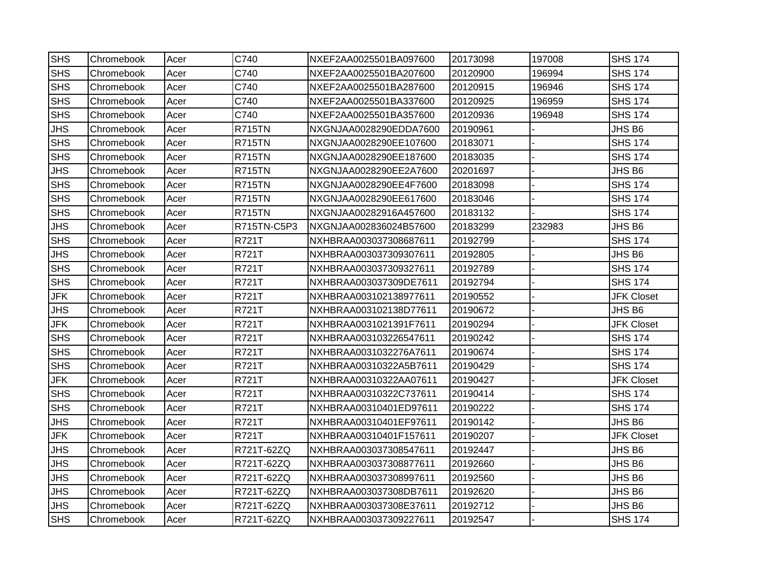| SHS | Chromebook | Acer | C740 | NXEF2AA0025501BA097600 | 20173098 | 197008 | SHS 174 |
|---|---|---|---|---|---|---|---|
| SHS | Chromebook | Acer | C740 | NXEF2AA0025501BA207600 | 20120900 | 196994 | SHS 174 |
| SHS | Chromebook | Acer | C740 | NXEF2AA0025501BA287600 | 20120915 | 196946 | SHS 174 |
| SHS | Chromebook | Acer | C740 | NXEF2AA0025501BA337600 | 20120925 | 196959 | SHS 174 |
| SHS | Chromebook | Acer | C740 | NXEF2AA0025501BA357600 | 20120936 | 196948 | SHS 174 |
| JHS | Chromebook | Acer | R715TN | NXGNJAA0028290EDDA7600 | 20190961 | - | JHS B6 |
| SHS | Chromebook | Acer | R715TN | NXGNJAA0028290EE107600 | 20183071 | - | SHS 174 |
| SHS | Chromebook | Acer | R715TN | NXGNJAA0028290EE187600 | 20183035 | - | SHS 174 |
| JHS | Chromebook | Acer | R715TN | NXGNJAA0028290EE2A7600 | 20201697 | - | JHS B6 |
| SHS | Chromebook | Acer | R715TN | NXGNJAA0028290EE4F7600 | 20183098 | - | SHS 174 |
| SHS | Chromebook | Acer | R715TN | NXGNJAA0028290EE617600 | 20183046 | - | SHS 174 |
| SHS | Chromebook | Acer | R715TN | NXGNJAA00282916A457600 | 20183132 | - | SHS 174 |
| JHS | Chromebook | Acer | R715TN-C5P3 | NXGNJAA002836024B57600 | 20183299 | 232983 | JHS B6 |
| SHS | Chromebook | Acer | R721T | NXHBRAA003037308687611 | 20192799 | - | SHS 174 |
| JHS | Chromebook | Acer | R721T | NXHBRAA003037309307611 | 20192805 | - | JHS B6 |
| SHS | Chromebook | Acer | R721T | NXHBRAA003037309327611 | 20192789 | - | SHS 174 |
| SHS | Chromebook | Acer | R721T | NXHBRAA003037309DE7611 | 20192794 | - | SHS 174 |
| JFK | Chromebook | Acer | R721T | NXHBRAA003102138977611 | 20190552 | - | JFK Closet |
| JHS | Chromebook | Acer | R721T | NXHBRAA003102138D77611 | 20190672 | - | JHS B6 |
| JFK | Chromebook | Acer | R721T | NXHBRAA0031021391F7611 | 20190294 | - | JFK Closet |
| SHS | Chromebook | Acer | R721T | NXHBRAA003103226547611 | 20190242 | - | SHS 174 |
| SHS | Chromebook | Acer | R721T | NXHBRAA0031032276A7611 | 20190674 | - | SHS 174 |
| SHS | Chromebook | Acer | R721T | NXHBRAA00310322A5B7611 | 20190429 | - | SHS 174 |
| JFK | Chromebook | Acer | R721T | NXHBRAA00310322AA07611 | 20190427 | - | JFK Closet |
| SHS | Chromebook | Acer | R721T | NXHBRAA00310322C737611 | 20190414 | - | SHS 174 |
| SHS | Chromebook | Acer | R721T | NXHBRAA00310401ED97611 | 20190222 | - | SHS 174 |
| JHS | Chromebook | Acer | R721T | NXHBRAA00310401EF97611 | 20190142 | - | JHS B6 |
| JFK | Chromebook | Acer | R721T | NXHBRAA00310401F157611 | 20190207 | - | JFK Closet |
| JHS | Chromebook | Acer | R721T-62ZQ | NXHBRAA003037308547611 | 20192447 | - | JHS B6 |
| JHS | Chromebook | Acer | R721T-62ZQ | NXHBRAA003037308877611 | 20192660 | - | JHS B6 |
| JHS | Chromebook | Acer | R721T-62ZQ | NXHBRAA003037308997611 | 20192560 | - | JHS B6 |
| JHS | Chromebook | Acer | R721T-62ZQ | NXHBRAA003037308DB7611 | 20192620 | - | JHS B6 |
| JHS | Chromebook | Acer | R721T-62ZQ | NXHBRAA003037308E37611 | 20192712 | - | JHS B6 |
| SHS | Chromebook | Acer | R721T-62ZQ | NXHBRAA003037309227611 | 20192547 | - | SHS 174 |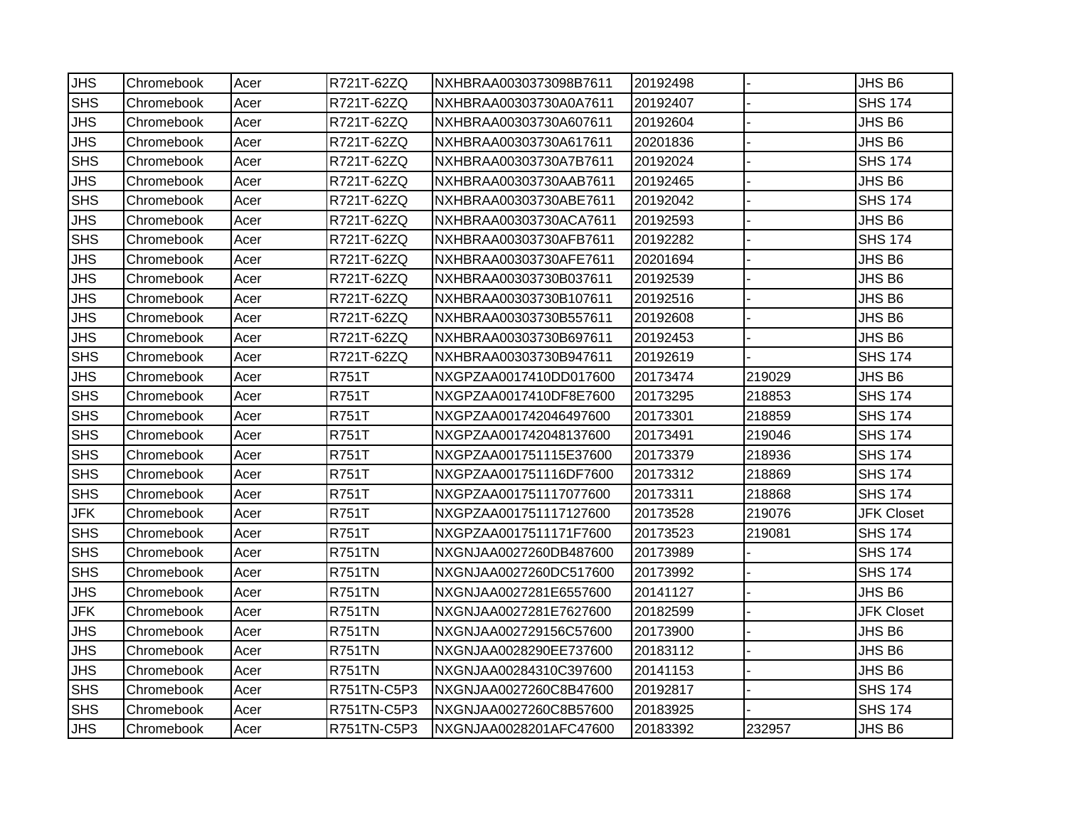| JHS | Chromebook | Acer | R721T-62ZQ | NXHBRAA0030373098B7611 | 20192498 | - | JHS B6 |
|---|---|---|---|---|---|---|---|
| SHS | Chromebook | Acer | R721T-62ZQ | NXHBRAA00303730A0A7611 | 20192407 | - | SHS 174 |
| JHS | Chromebook | Acer | R721T-62ZQ | NXHBRAA00303730A607611 | 20192604 | - | JHS B6 |
| JHS | Chromebook | Acer | R721T-62ZQ | NXHBRAA00303730A617611 | 20201836 | - | JHS B6 |
| SHS | Chromebook | Acer | R721T-62ZQ | NXHBRAA00303730A7B7611 | 20192024 | - | SHS 174 |
| JHS | Chromebook | Acer | R721T-62ZQ | NXHBRAA00303730AAB7611 | 20192465 | - | JHS B6 |
| SHS | Chromebook | Acer | R721T-62ZQ | NXHBRAA00303730ABE7611 | 20192042 | - | SHS 174 |
| JHS | Chromebook | Acer | R721T-62ZQ | NXHBRAA00303730ACA7611 | 20192593 | - | JHS B6 |
| SHS | Chromebook | Acer | R721T-62ZQ | NXHBRAA00303730AFB7611 | 20192282 | - | SHS 174 |
| JHS | Chromebook | Acer | R721T-62ZQ | NXHBRAA00303730AFE7611 | 20201694 | - | JHS B6 |
| JHS | Chromebook | Acer | R721T-62ZQ | NXHBRAA00303730B037611 | 20192539 | - | JHS B6 |
| JHS | Chromebook | Acer | R721T-62ZQ | NXHBRAA00303730B107611 | 20192516 | - | JHS B6 |
| JHS | Chromebook | Acer | R721T-62ZQ | NXHBRAA00303730B557611 | 20192608 | - | JHS B6 |
| JHS | Chromebook | Acer | R721T-62ZQ | NXHBRAA00303730B697611 | 20192453 | - | JHS B6 |
| SHS | Chromebook | Acer | R721T-62ZQ | NXHBRAA00303730B947611 | 20192619 | - | SHS 174 |
| JHS | Chromebook | Acer | R751T | NXGPZAA0017410DD017600 | 20173474 | 219029 | JHS B6 |
| SHS | Chromebook | Acer | R751T | NXGPZAA0017410DF8E7600 | 20173295 | 218853 | SHS 174 |
| SHS | Chromebook | Acer | R751T | NXGPZAA001742046497600 | 20173301 | 218859 | SHS 174 |
| SHS | Chromebook | Acer | R751T | NXGPZAA001742048137600 | 20173491 | 219046 | SHS 174 |
| SHS | Chromebook | Acer | R751T | NXGPZAA001751115E37600 | 20173379 | 218936 | SHS 174 |
| SHS | Chromebook | Acer | R751T | NXGPZAA001751116DF7600 | 20173312 | 218869 | SHS 174 |
| SHS | Chromebook | Acer | R751T | NXGPZAA001751117077600 | 20173311 | 218868 | SHS 174 |
| JFK | Chromebook | Acer | R751T | NXGPZAA001751117127600 | 20173528 | 219076 | JFK Closet |
| SHS | Chromebook | Acer | R751T | NXGPZAA0017511171F7600 | 20173523 | 219081 | SHS 174 |
| SHS | Chromebook | Acer | R751TN | NXGNJAA0027260DB487600 | 20173989 | - | SHS 174 |
| SHS | Chromebook | Acer | R751TN | NXGNJAA0027260DC517600 | 20173992 | - | SHS 174 |
| JHS | Chromebook | Acer | R751TN | NXGNJAA0027281E6557600 | 20141127 | - | JHS B6 |
| JFK | Chromebook | Acer | R751TN | NXGNJAA0027281E7627600 | 20182599 | - | JFK Closet |
| JHS | Chromebook | Acer | R751TN | NXGNJAA002729156C57600 | 20173900 | - | JHS B6 |
| JHS | Chromebook | Acer | R751TN | NXGNJAA0028290EE737600 | 20183112 | - | JHS B6 |
| JHS | Chromebook | Acer | R751TN | NXGNJAA00284310C397600 | 20141153 | - | JHS B6 |
| SHS | Chromebook | Acer | R751TN-C5P3 | NXGNJAA0027260C8B47600 | 20192817 | - | SHS 174 |
| SHS | Chromebook | Acer | R751TN-C5P3 | NXGNJAA0027260C8B57600 | 20183925 | - | SHS 174 |
| JHS | Chromebook | Acer | R751TN-C5P3 | NXGNJAA0028201AFC47600 | 20183392 | 232957 | JHS B6 |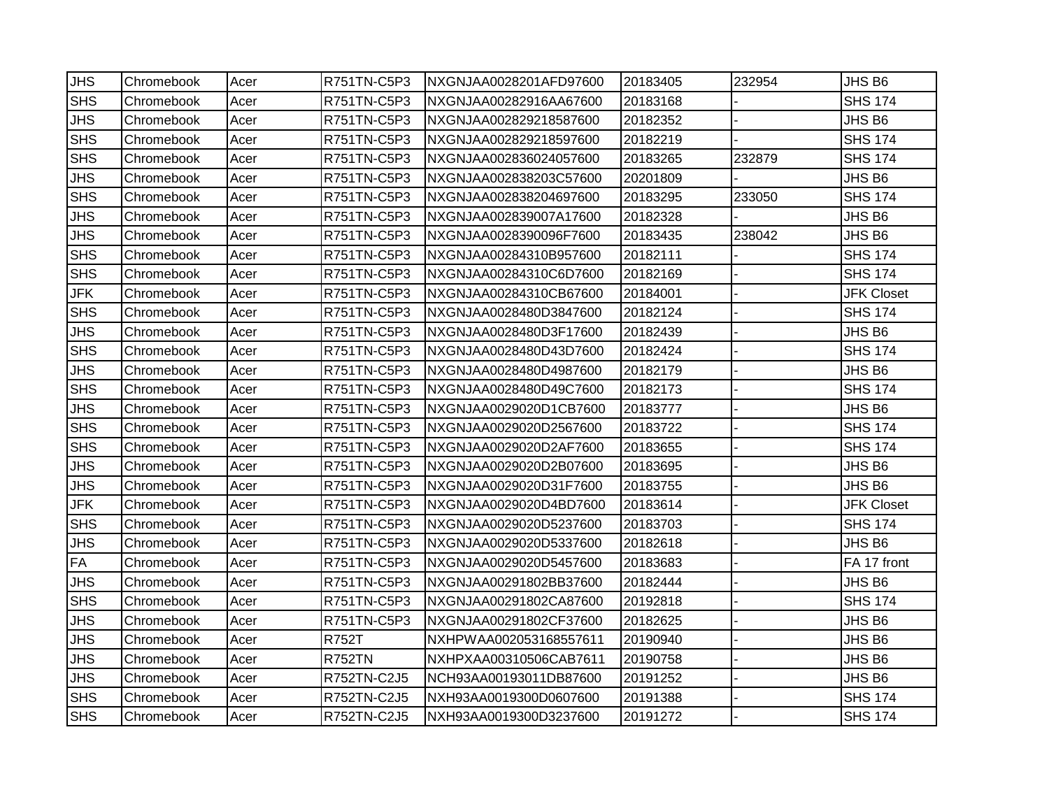| | | | | | | | |
|---|---|---|---|---|---|---|---|
| JHS | Chromebook | Acer | R751TN-C5P3 | NXGNJAA0028201AFD97600 | 20183405 | 232954 | JHS B6 |
| SHS | Chromebook | Acer | R751TN-C5P3 | NXGNJAA00282916AA67600 | 20183168 | - | SHS 174 |
| JHS | Chromebook | Acer | R751TN-C5P3 | NXGNJAA002829218587600 | 20182352 | - | JHS B6 |
| SHS | Chromebook | Acer | R751TN-C5P3 | NXGNJAA002829218597600 | 20182219 | - | SHS 174 |
| SHS | Chromebook | Acer | R751TN-C5P3 | NXGNJAA002836024057600 | 20183265 | 232879 | SHS 174 |
| JHS | Chromebook | Acer | R751TN-C5P3 | NXGNJAA002838203C57600 | 20201809 | - | JHS B6 |
| SHS | Chromebook | Acer | R751TN-C5P3 | NXGNJAA002838204697600 | 20183295 | 233050 | SHS 174 |
| JHS | Chromebook | Acer | R751TN-C5P3 | NXGNJAA002839007A17600 | 20182328 | - | JHS B6 |
| JHS | Chromebook | Acer | R751TN-C5P3 | NXGNJAA0028390096F7600 | 20183435 | 238042 | JHS B6 |
| SHS | Chromebook | Acer | R751TN-C5P3 | NXGNJAA00284310B957600 | 20182111 | - | SHS 174 |
| SHS | Chromebook | Acer | R751TN-C5P3 | NXGNJAA00284310C6D7600 | 20182169 | - | SHS 174 |
| JFK | Chromebook | Acer | R751TN-C5P3 | NXGNJAA00284310CB67600 | 20184001 | - | JFK Closet |
| SHS | Chromebook | Acer | R751TN-C5P3 | NXGNJAA0028480D3847600 | 20182124 | - | SHS 174 |
| JHS | Chromebook | Acer | R751TN-C5P3 | NXGNJAA0028480D3F17600 | 20182439 | - | JHS B6 |
| SHS | Chromebook | Acer | R751TN-C5P3 | NXGNJAA0028480D43D7600 | 20182424 | - | SHS 174 |
| JHS | Chromebook | Acer | R751TN-C5P3 | NXGNJAA0028480D4987600 | 20182179 | - | JHS B6 |
| SHS | Chromebook | Acer | R751TN-C5P3 | NXGNJAA0028480D49C7600 | 20182173 | - | SHS 174 |
| JHS | Chromebook | Acer | R751TN-C5P3 | NXGNJAA0029020D1CB7600 | 20183777 | - | JHS B6 |
| SHS | Chromebook | Acer | R751TN-C5P3 | NXGNJAA0029020D2567600 | 20183722 | - | SHS 174 |
| SHS | Chromebook | Acer | R751TN-C5P3 | NXGNJAA0029020D2AF7600 | 20183655 | - | SHS 174 |
| JHS | Chromebook | Acer | R751TN-C5P3 | NXGNJAA0029020D2B07600 | 20183695 | - | JHS B6 |
| JHS | Chromebook | Acer | R751TN-C5P3 | NXGNJAA0029020D31F7600 | 20183755 | - | JHS B6 |
| JFK | Chromebook | Acer | R751TN-C5P3 | NXGNJAA0029020D4BD7600 | 20183614 | - | JFK Closet |
| SHS | Chromebook | Acer | R751TN-C5P3 | NXGNJAA0029020D5237600 | 20183703 | - | SHS 174 |
| JHS | Chromebook | Acer | R751TN-C5P3 | NXGNJAA0029020D5337600 | 20182618 | - | JHS B6 |
| FA | Chromebook | Acer | R751TN-C5P3 | NXGNJAA0029020D5457600 | 20183683 | - | FA 17 front |
| JHS | Chromebook | Acer | R751TN-C5P3 | NXGNJAA00291802BB37600 | 20182444 | - | JHS B6 |
| SHS | Chromebook | Acer | R751TN-C5P3 | NXGNJAA00291802CA87600 | 20192818 | - | SHS 174 |
| JHS | Chromebook | Acer | R751TN-C5P3 | NXGNJAA00291802CF37600 | 20182625 | - | JHS B6 |
| JHS | Chromebook | Acer | R752T | NXHPWAA002053168557611 | 20190940 | - | JHS B6 |
| JHS | Chromebook | Acer | R752TN | NXHPXAA00310506CAB7611 | 20190758 | - | JHS B6 |
| JHS | Chromebook | Acer | R752TN-C2J5 | NCH93AA00193011DB87600 | 20191252 | - | JHS B6 |
| SHS | Chromebook | Acer | R752TN-C2J5 | NXH93AA0019300D0607600 | 20191388 | - | SHS 174 |
| SHS | Chromebook | Acer | R752TN-C2J5 | NXH93AA0019300D3237600 | 20191272 | - | SHS 174 |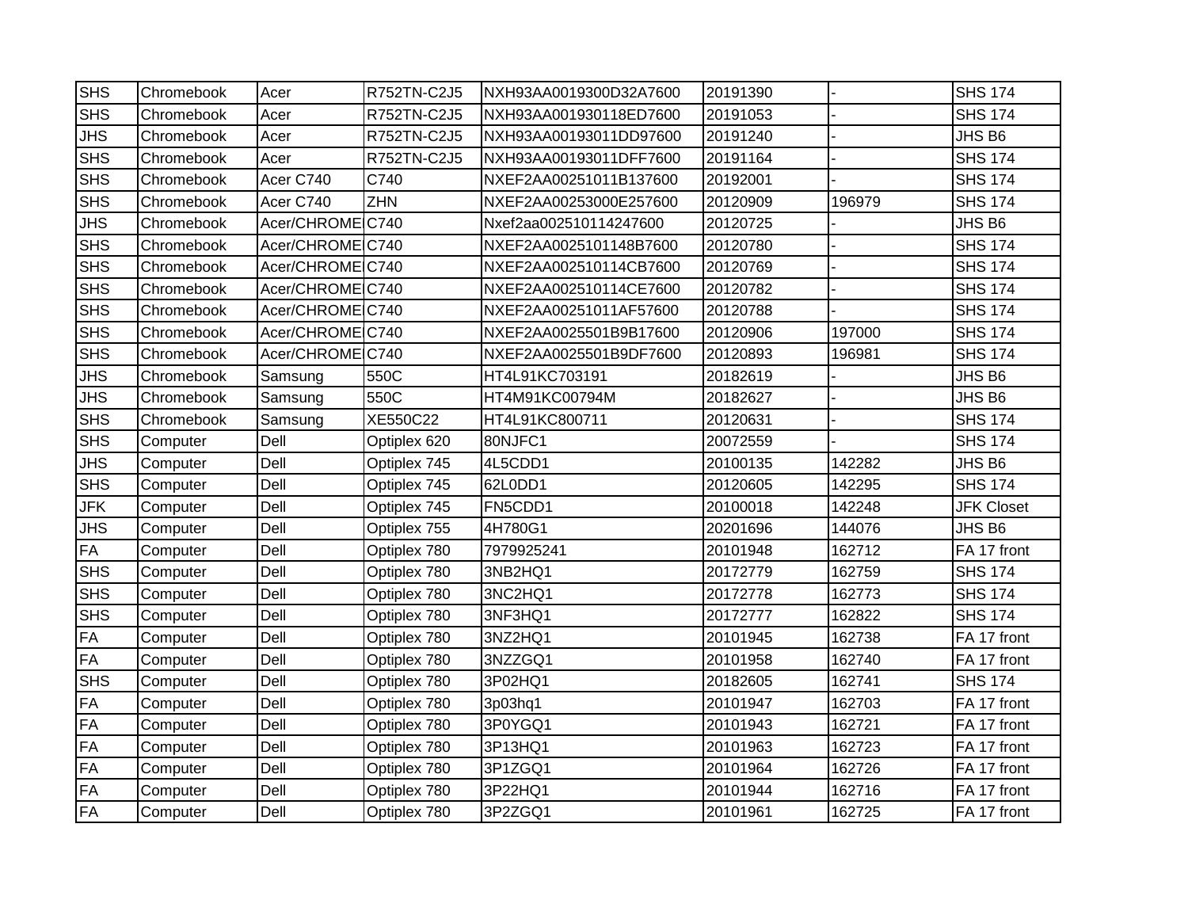| SHS | Chromebook | Acer | R752TN-C2J5 | NXH93AA0019300D32A7600 | 20191390 | - | SHS 174 |
|---|---|---|---|---|---|---|---|
| SHS | Chromebook | Acer | R752TN-C2J5 | NXH93AA001930118ED7600 | 20191053 | - | SHS 174 |
| JHS | Chromebook | Acer | R752TN-C2J5 | NXH93AA00193011DD97600 | 20191240 | - | JHS B6 |
| SHS | Chromebook | Acer | R752TN-C2J5 | NXH93AA00193011DFF7600 | 20191164 | - | SHS 174 |
| SHS | Chromebook | Acer C740 | C740 | NXEF2AA00251011B137600 | 20192001 | - | SHS 174 |
| SHS | Chromebook | Acer C740 | ZHN | NXEF2AA00253000E257600 | 20120909 | 196979 | SHS 174 |
| JHS | Chromebook | Acer/CHROME | C740 | Nxef2aa002510114247600 | 20120725 | - | JHS B6 |
| SHS | Chromebook | Acer/CHROME | C740 | NXEF2AA0025101148B7600 | 20120780 | - | SHS 174 |
| SHS | Chromebook | Acer/CHROME | C740 | NXEF2AA002510114CB7600 | 20120769 | - | SHS 174 |
| SHS | Chromebook | Acer/CHROME | C740 | NXEF2AA002510114CE7600 | 20120782 | - | SHS 174 |
| SHS | Chromebook | Acer/CHROME | C740 | NXEF2AA00251011AF57600 | 20120788 | - | SHS 174 |
| SHS | Chromebook | Acer/CHROME | C740 | NXEF2AA0025501B9B17600 | 20120906 | 197000 | SHS 174 |
| SHS | Chromebook | Acer/CHROME | C740 | NXEF2AA0025501B9DF7600 | 20120893 | 196981 | SHS 174 |
| JHS | Chromebook | Samsung | 550C | HT4L91KC703191 | 20182619 | - | JHS B6 |
| JHS | Chromebook | Samsung | 550C | HT4M91KC00794M | 20182627 | - | JHS B6 |
| SHS | Chromebook | Samsung | XE550C22 | HT4L91KC800711 | 20120631 | - | SHS 174 |
| SHS | Computer | Dell | Optiplex 620 | 80NJFC1 | 20072559 | - | SHS 174 |
| JHS | Computer | Dell | Optiplex 745 | 4L5CDD1 | 20100135 | 142282 | JHS B6 |
| SHS | Computer | Dell | Optiplex 745 | 62L0DD1 | 20120605 | 142295 | SHS 174 |
| JFK | Computer | Dell | Optiplex 745 | FN5CDD1 | 20100018 | 142248 | JFK Closet |
| JHS | Computer | Dell | Optiplex 755 | 4H780G1 | 20201696 | 144076 | JHS B6 |
| FA | Computer | Dell | Optiplex 780 | 7979925241 | 20101948 | 162712 | FA 17 front |
| SHS | Computer | Dell | Optiplex 780 | 3NB2HQ1 | 20172779 | 162759 | SHS 174 |
| SHS | Computer | Dell | Optiplex 780 | 3NC2HQ1 | 20172778 | 162773 | SHS 174 |
| SHS | Computer | Dell | Optiplex 780 | 3NF3HQ1 | 20172777 | 162822 | SHS 174 |
| FA | Computer | Dell | Optiplex 780 | 3NZ2HQ1 | 20101945 | 162738 | FA 17 front |
| FA | Computer | Dell | Optiplex 780 | 3NZZGQ1 | 20101958 | 162740 | FA 17 front |
| SHS | Computer | Dell | Optiplex 780 | 3P02HQ1 | 20182605 | 162741 | SHS 174 |
| FA | Computer | Dell | Optiplex 780 | 3p03hq1 | 20101947 | 162703 | FA 17 front |
| FA | Computer | Dell | Optiplex 780 | 3P0YGQ1 | 20101943 | 162721 | FA 17 front |
| FA | Computer | Dell | Optiplex 780 | 3P13HQ1 | 20101963 | 162723 | FA 17 front |
| FA | Computer | Dell | Optiplex 780 | 3P1ZGQ1 | 20101964 | 162726 | FA 17 front |
| FA | Computer | Dell | Optiplex 780 | 3P22HQ1 | 20101944 | 162716 | FA 17 front |
| FA | Computer | Dell | Optiplex 780 | 3P2ZGQ1 | 20101961 | 162725 | FA 17 front |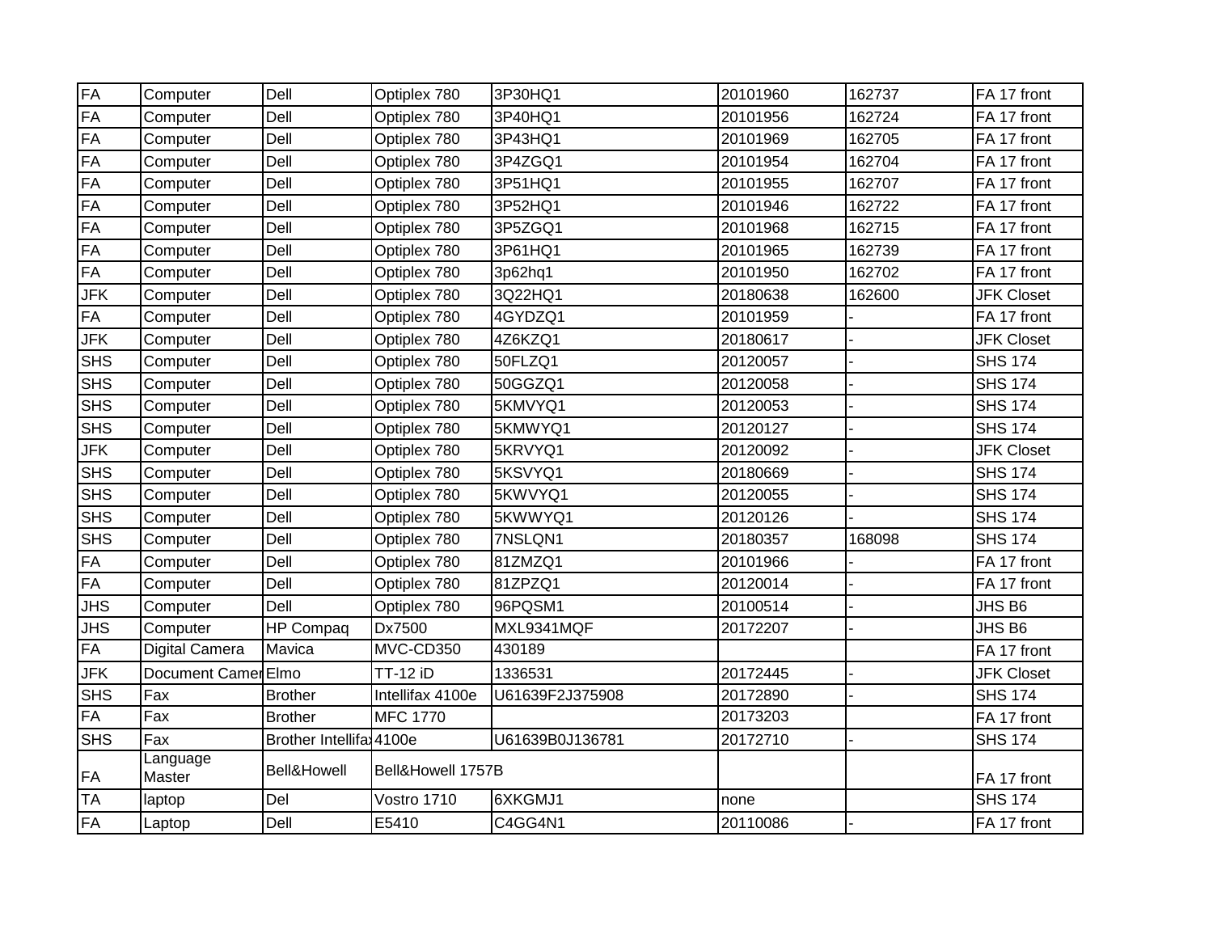| FA | Computer | Dell | Optiplex 780 | 3P30HQ1 | 20101960 | 162737 | FA 17 front |
|---|---|---|---|---|---|---|---|
| FA | Computer | Dell | Optiplex 780 | 3P40HQ1 | 20101956 | 162724 | FA 17 front |
| FA | Computer | Dell | Optiplex 780 | 3P43HQ1 | 20101969 | 162705 | FA 17 front |
| FA | Computer | Dell | Optiplex 780 | 3P4ZGQ1 | 20101954 | 162704 | FA 17 front |
| FA | Computer | Dell | Optiplex 780 | 3P51HQ1 | 20101955 | 162707 | FA 17 front |
| FA | Computer | Dell | Optiplex 780 | 3P52HQ1 | 20101946 | 162722 | FA 17 front |
| FA | Computer | Dell | Optiplex 780 | 3P5ZGQ1 | 20101968 | 162715 | FA 17 front |
| FA | Computer | Dell | Optiplex 780 | 3P61HQ1 | 20101965 | 162739 | FA 17 front |
| FA | Computer | Dell | Optiplex 780 | 3p62hq1 | 20101950 | 162702 | FA 17 front |
| JFK | Computer | Dell | Optiplex 780 | 3Q22HQ1 | 20180638 | 162600 | JFK Closet |
| FA | Computer | Dell | Optiplex 780 | 4GYDZQ1 | 20101959 | - | FA 17 front |
| JFK | Computer | Dell | Optiplex 780 | 4Z6KZQ1 | 20180617 | - | JFK Closet |
| SHS | Computer | Dell | Optiplex 780 | 50FLZQ1 | 20120057 | - | SHS 174 |
| SHS | Computer | Dell | Optiplex 780 | 50GGZQ1 | 20120058 | - | SHS 174 |
| SHS | Computer | Dell | Optiplex 780 | 5KMVYQ1 | 20120053 | - | SHS 174 |
| SHS | Computer | Dell | Optiplex 780 | 5KMWYQ1 | 20120127 | - | SHS 174 |
| JFK | Computer | Dell | Optiplex 780 | 5KRVYQ1 | 20120092 | - | JFK Closet |
| SHS | Computer | Dell | Optiplex 780 | 5KSVYQ1 | 20180669 | - | SHS 174 |
| SHS | Computer | Dell | Optiplex 780 | 5KWVYQ1 | 20120055 | - | SHS 174 |
| SHS | Computer | Dell | Optiplex 780 | 5KWWYQ1 | 20120126 | - | SHS 174 |
| SHS | Computer | Dell | Optiplex 780 | 7NSLQN1 | 20180357 | 168098 | SHS 174 |
| FA | Computer | Dell | Optiplex 780 | 81ZMZQ1 | 20101966 | - | FA 17 front |
| FA | Computer | Dell | Optiplex 780 | 81ZPZQ1 | 20120014 | - | FA 17 front |
| JHS | Computer | Dell | Optiplex 780 | 96PQSM1 | 20100514 | - | JHS B6 |
| JHS | Computer | HP Compaq | Dx7500 | MXL9341MQF | 20172207 | - | JHS B6 |
| FA | Digital Camera | Mavica | MVC-CD350 | 430189 | | | FA 17 front |
| JFK | Document Camer | Elmo | TT-12 iD | 1336531 | 20172445 | - | JFK Closet |
| SHS | Fax | Brother | Intellifax 4100e | U61639F2J375908 | 20172890 | - | SHS 174 |
| FA | Fax | Brother | MFC 1770 | | 20173203 | | FA 17 front |
| SHS | Fax | Brother Intellifa | 4100e | U61639B0J136781 | 20172710 | - | SHS 174 |
| FA | Language Master | Bell&Howell | Bell&Howell 1757B | | | | FA 17 front |
| TA | laptop | Del | Vostro 1710 | 6XKGMJ1 | none | | SHS 174 |
| FA | Laptop | Dell | E5410 | C4GG4N1 | 20110086 | - | FA 17 front |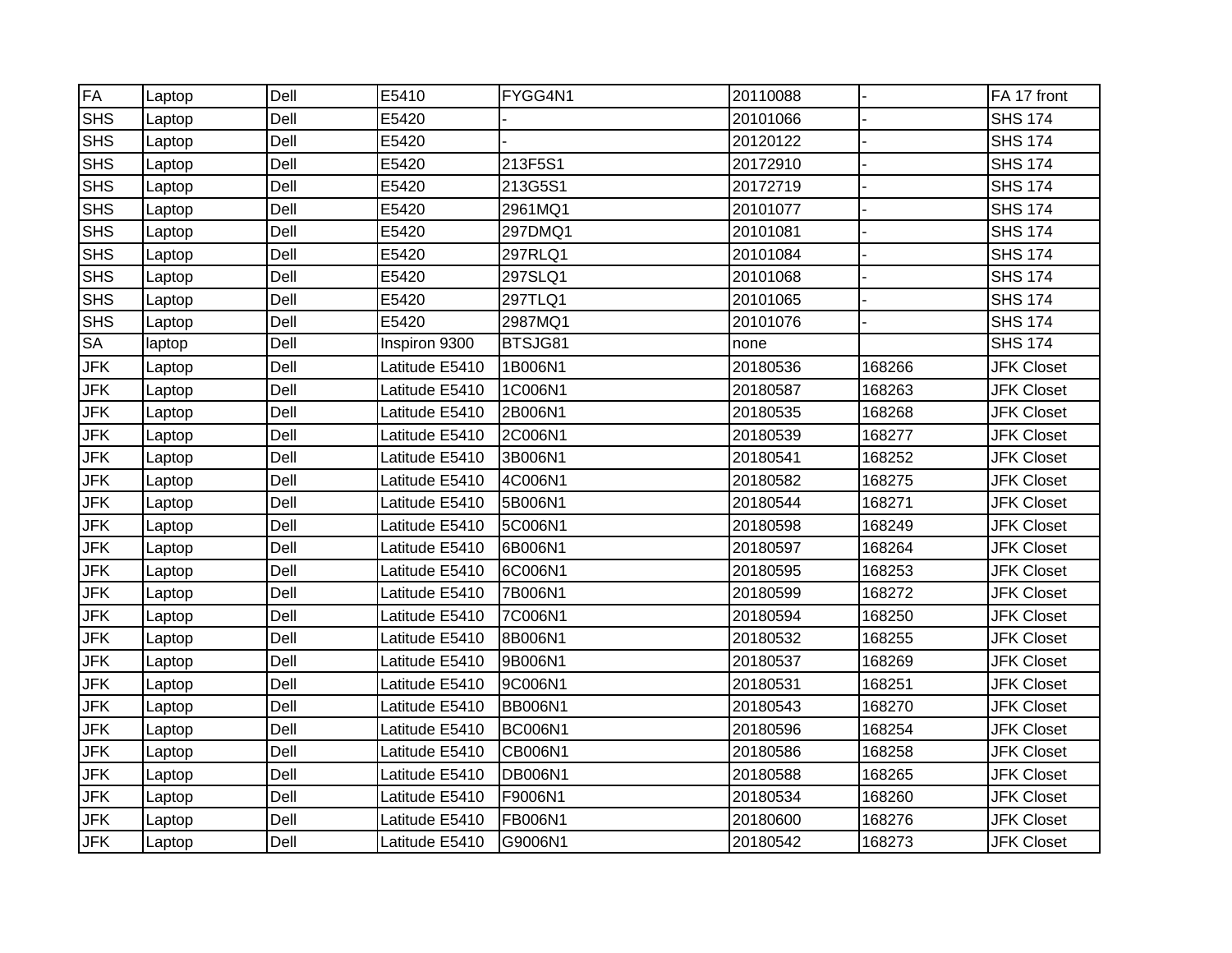| FA | Laptop | Dell | E5410 | FYGG4N1 | 20110088 | - | FA 17 front |
|---|---|---|---|---|---|---|---|
| SHS | Laptop | Dell | E5420 | - | 20101066 | - | SHS 174 |
| SHS | Laptop | Dell | E5420 | - | 20120122 | - | SHS 174 |
| SHS | Laptop | Dell | E5420 | 213F5S1 | 20172910 | - | SHS 174 |
| SHS | Laptop | Dell | E5420 | 213G5S1 | 20172719 | - | SHS 174 |
| SHS | Laptop | Dell | E5420 | 2961MQ1 | 20101077 | - | SHS 174 |
| SHS | Laptop | Dell | E5420 | 297DMQ1 | 20101081 | - | SHS 174 |
| SHS | Laptop | Dell | E5420 | 297RLQ1 | 20101084 | - | SHS 174 |
| SHS | Laptop | Dell | E5420 | 297SLQ1 | 20101068 | - | SHS 174 |
| SHS | Laptop | Dell | E5420 | 297TLQ1 | 20101065 | - | SHS 174 |
| SHS | Laptop | Dell | E5420 | 2987MQ1 | 20101076 | - | SHS 174 |
| SA | laptop | Dell | Inspiron 9300 | BTSJG81 | none | | SHS 174 |
| JFK | Laptop | Dell | Latitude E5410 | 1B006N1 | 20180536 | 168266 | JFK Closet |
| JFK | Laptop | Dell | Latitude E5410 | 1C006N1 | 20180587 | 168263 | JFK Closet |
| JFK | Laptop | Dell | Latitude E5410 | 2B006N1 | 20180535 | 168268 | JFK Closet |
| JFK | Laptop | Dell | Latitude E5410 | 2C006N1 | 20180539 | 168277 | JFK Closet |
| JFK | Laptop | Dell | Latitude E5410 | 3B006N1 | 20180541 | 168252 | JFK Closet |
| JFK | Laptop | Dell | Latitude E5410 | 4C006N1 | 20180582 | 168275 | JFK Closet |
| JFK | Laptop | Dell | Latitude E5410 | 5B006N1 | 20180544 | 168271 | JFK Closet |
| JFK | Laptop | Dell | Latitude E5410 | 5C006N1 | 20180598 | 168249 | JFK Closet |
| JFK | Laptop | Dell | Latitude E5410 | 6B006N1 | 20180597 | 168264 | JFK Closet |
| JFK | Laptop | Dell | Latitude E5410 | 6C006N1 | 20180595 | 168253 | JFK Closet |
| JFK | Laptop | Dell | Latitude E5410 | 7B006N1 | 20180599 | 168272 | JFK Closet |
| JFK | Laptop | Dell | Latitude E5410 | 7C006N1 | 20180594 | 168250 | JFK Closet |
| JFK | Laptop | Dell | Latitude E5410 | 8B006N1 | 20180532 | 168255 | JFK Closet |
| JFK | Laptop | Dell | Latitude E5410 | 9B006N1 | 20180537 | 168269 | JFK Closet |
| JFK | Laptop | Dell | Latitude E5410 | 9C006N1 | 20180531 | 168251 | JFK Closet |
| JFK | Laptop | Dell | Latitude E5410 | BB006N1 | 20180543 | 168270 | JFK Closet |
| JFK | Laptop | Dell | Latitude E5410 | BC006N1 | 20180596 | 168254 | JFK Closet |
| JFK | Laptop | Dell | Latitude E5410 | CB006N1 | 20180586 | 168258 | JFK Closet |
| JFK | Laptop | Dell | Latitude E5410 | DB006N1 | 20180588 | 168265 | JFK Closet |
| JFK | Laptop | Dell | Latitude E5410 | F9006N1 | 20180534 | 168260 | JFK Closet |
| JFK | Laptop | Dell | Latitude E5410 | FB006N1 | 20180600 | 168276 | JFK Closet |
| JFK | Laptop | Dell | Latitude E5410 | G9006N1 | 20180542 | 168273 | JFK Closet |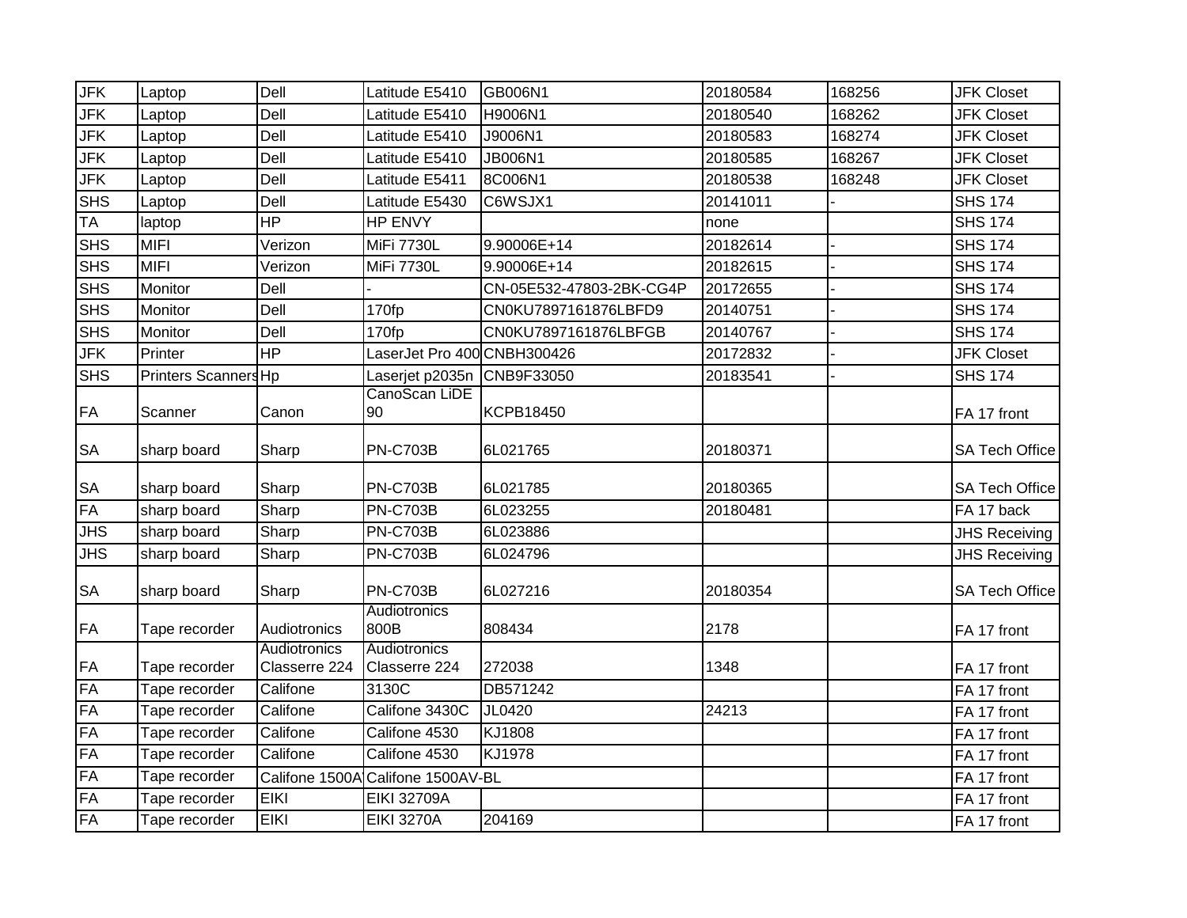| | | | | | | | |
|---|---|---|---|---|---|---|---|
| JFK | Laptop | Dell | Latitude E5410 | GB006N1 | 20180584 | 168256 | JFK Closet |
| JFK | Laptop | Dell | Latitude E5410 | H9006N1 | 20180540 | 168262 | JFK Closet |
| JFK | Laptop | Dell | Latitude E5410 | J9006N1 | 20180583 | 168274 | JFK Closet |
| JFK | Laptop | Dell | Latitude E5410 | JB006N1 | 20180585 | 168267 | JFK Closet |
| JFK | Laptop | Dell | Latitude E5411 | 8C006N1 | 20180538 | 168248 | JFK Closet |
| SHS | Laptop | Dell | Latitude E5430 | C6WSJX1 | 20141011 | - | SHS 174 |
| TA | laptop | HP | HP ENVY | | none | | SHS 174 |
| SHS | MIFI | Verizon | MiFi 7730L | 9.90006E+14 | 20182614 | - | SHS 174 |
| SHS | MIFI | Verizon | MiFi 7730L | 9.90006E+14 | 20182615 | - | SHS 174 |
| SHS | Monitor | Dell | - | CN-05E532-47803-2BK-CG4P | 20172655 | - | SHS 174 |
| SHS | Monitor | Dell | 170fp | CN0KU7897161876LBFD9 | 20140751 | - | SHS 174 |
| SHS | Monitor | Dell | 170fp | CN0KU7897161876LBFGB | 20140767 | - | SHS 174 |
| JFK | Printer | HP | LaserJet Pro 400 | CNBH300426 | 20172832 | - | JFK Closet |
| SHS | Printers Scanners | Hp | Laserjet p2035n | CNB9F33050 | 20183541 | - | SHS 174 |
| FA | Scanner | Canon | CanoScan LiDE 90 | KCPB18450 | | | FA 17 front |
| SA | sharp board | Sharp | PN-C703B | 6L021765 | 20180371 | | SA Tech Office |
| SA | sharp board | Sharp | PN-C703B | 6L021785 | 20180365 | | SA Tech Office |
| FA | sharp board | Sharp | PN-C703B | 6L023255 | 20180481 | | FA 17 back |
| JHS | sharp board | Sharp | PN-C703B | 6L023886 | | | JHS Receiving |
| JHS | sharp board | Sharp | PN-C703B | 6L024796 | | | JHS Receiving |
| SA | sharp board | Sharp | PN-C703B | 6L027216 | 20180354 | | SA Tech Office |
| FA | Tape recorder | Audiotronics | Audiotronics 800B | 808434 | 2178 | | FA 17 front |
| FA | Tape recorder | Audiotronics Classerre 224 | Audiotronics Classerre 224 | 272038 | 1348 | | FA 17 front |
| FA | Tape recorder | Califone | 3130C | DB571242 | | | FA 17 front |
| FA | Tape recorder | Califone | Califone 3430C | JL0420 | 24213 | | FA 17 front |
| FA | Tape recorder | Califone | Califone 4530 | KJ1808 | | | FA 17 front |
| FA | Tape recorder | Califone | Califone 4530 | KJ1978 | | | FA 17 front |
| FA | Tape recorder | Califone 1500A | Califone 1500AV-BL | | | | FA 17 front |
| FA | Tape recorder | EIKI | EIKI 32709A | | | | FA 17 front |
| FA | Tape recorder | EIKI | EIKI 3270A | 204169 | | | FA 17 front |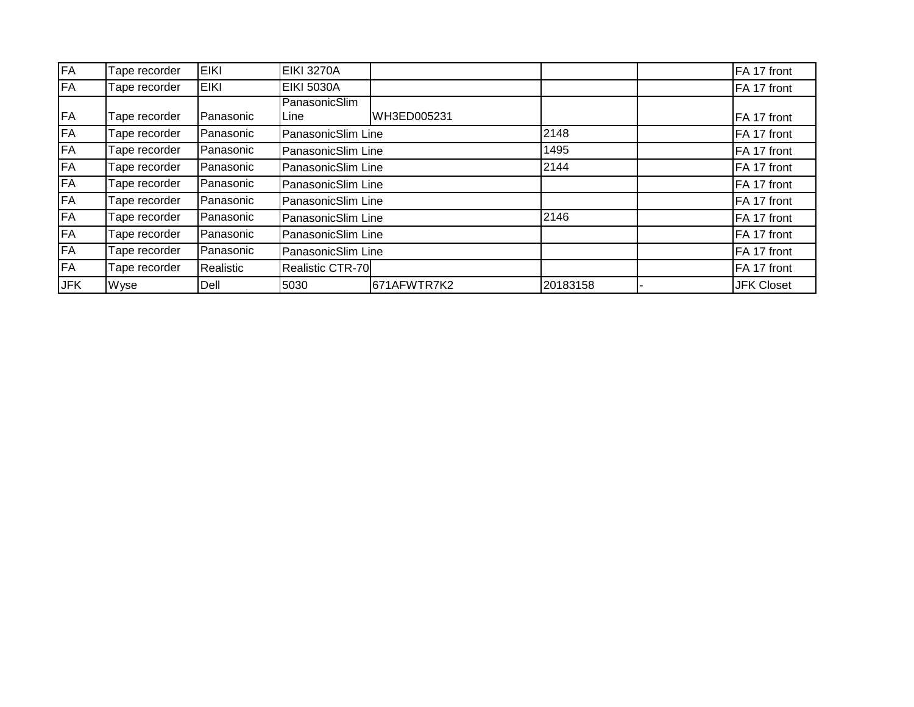| | | | | | | | |
|---|---|---|---|---|---|---|---|
| FA | Tape recorder | EIKI | EIKI 3270A | | | | FA 17 front |
| FA | Tape recorder | EIKI | EIKI 5030A | | | | FA 17 front |
| FA | Tape recorder | Panasonic | PanasonicSlim Line | WH3ED005231 | | | FA 17 front |
| FA | Tape recorder | Panasonic | PanasonicSlim Line | | 2148 | | FA 17 front |
| FA | Tape recorder | Panasonic | PanasonicSlim Line | | 1495 | | FA 17 front |
| FA | Tape recorder | Panasonic | PanasonicSlim Line | | 2144 | | FA 17 front |
| FA | Tape recorder | Panasonic | PanasonicSlim Line | | | | FA 17 front |
| FA | Tape recorder | Panasonic | PanasonicSlim Line | | | | FA 17 front |
| FA | Tape recorder | Panasonic | PanasonicSlim Line | | 2146 | | FA 17 front |
| FA | Tape recorder | Panasonic | PanasonicSlim Line | | | | FA 17 front |
| FA | Tape recorder | Panasonic | PanasonicSlim Line | | | | FA 17 front |
| FA | Tape recorder | Realistic | Realistic CTR-70 | | | | FA 17 front |
| JFK | Wyse | Dell | 5030 | 671AFWTR7K2 | 20183158 | - | JFK Closet |